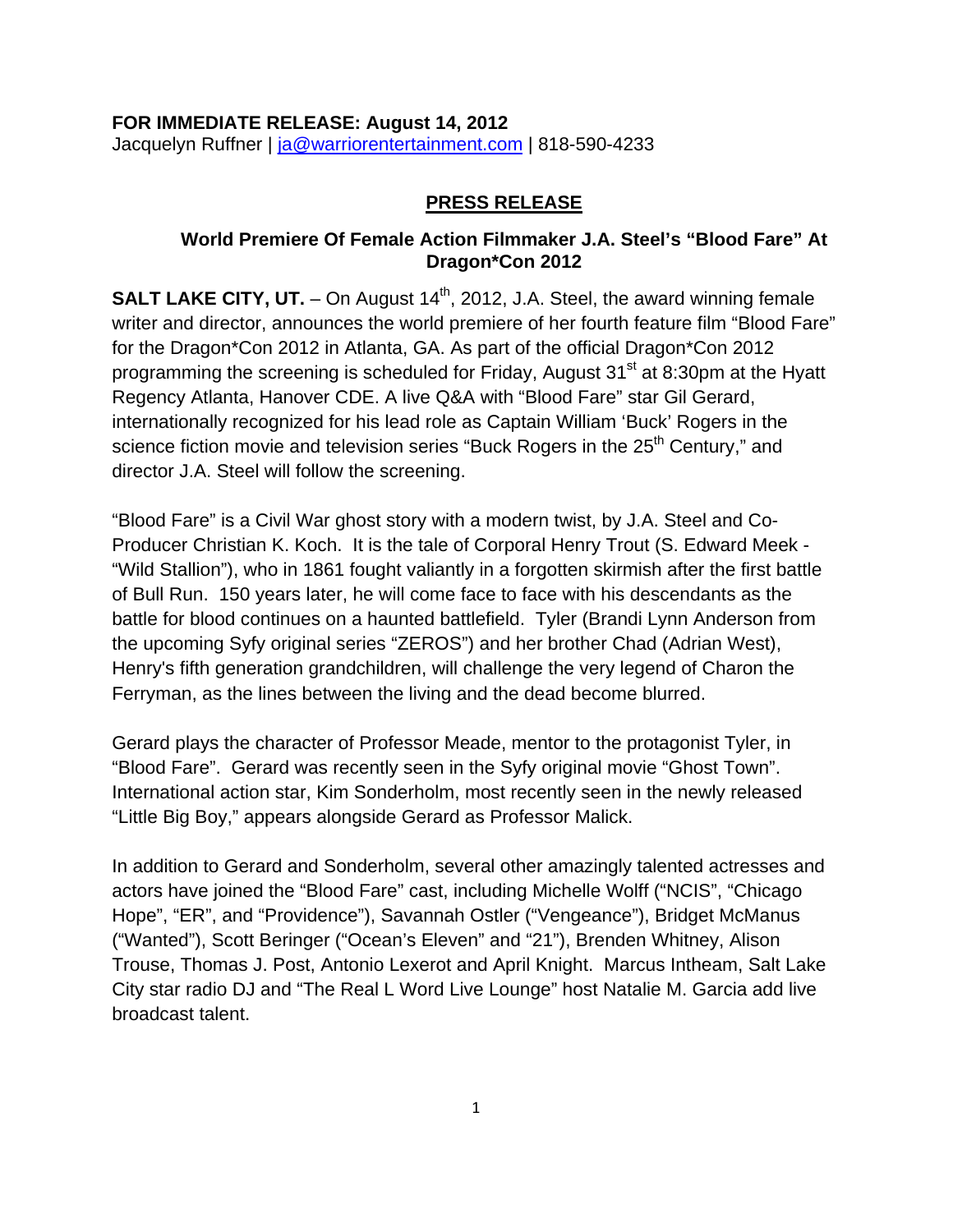**FOR IMMEDIATE RELEASE: August 14, 2012**
Jacquelyn Ruffner | ja@warriorentertainment.com | 818-590-4233

**PRESS RELEASE**

## World Premiere Of Female Action Filmmaker J.A. Steel's "Blood Fare" At Dragon*Con 2012

**SALT LAKE CITY, UT.** – On August 14th, 2012, J.A. Steel, the award winning female writer and director, announces the world premiere of her fourth feature film "Blood Fare" for the Dragon*Con 2012 in Atlanta, GA. As part of the official Dragon*Con 2012 programming the screening is scheduled for Friday, August 31st at 8:30pm at the Hyatt Regency Atlanta, Hanover CDE. A live Q&A with "Blood Fare" star Gil Gerard, internationally recognized for his lead role as Captain William 'Buck' Rogers in the science fiction movie and television series "Buck Rogers in the 25th Century," and director J.A. Steel will follow the screening.

"Blood Fare" is a Civil War ghost story with a modern twist, by J.A. Steel and Co-Producer Christian K. Koch. It is the tale of Corporal Henry Trout (S. Edward Meek - "Wild Stallion"), who in 1861 fought valiantly in a forgotten skirmish after the first battle of Bull Run. 150 years later, he will come face to face with his descendants as the battle for blood continues on a haunted battlefield. Tyler (Brandi Lynn Anderson from the upcoming Syfy original series "ZEROS") and her brother Chad (Adrian West), Henry's fifth generation grandchildren, will challenge the very legend of Charon the Ferryman, as the lines between the living and the dead become blurred.

Gerard plays the character of Professor Meade, mentor to the protagonist Tyler, in "Blood Fare". Gerard was recently seen in the Syfy original movie "Ghost Town". International action star, Kim Sonderholm, most recently seen in the newly released "Little Big Boy," appears alongside Gerard as Professor Malick.

In addition to Gerard and Sonderholm, several other amazingly talented actresses and actors have joined the "Blood Fare" cast, including Michelle Wolff ("NCIS", "Chicago Hope", "ER", and "Providence"), Savannah Ostler ("Vengeance"), Bridget McManus ("Wanted"), Scott Beringer ("Ocean's Eleven" and "21"), Brenden Whitney, Alison Trouse, Thomas J. Post, Antonio Lexerot and April Knight. Marcus Intheam, Salt Lake City star radio DJ and "The Real L Word Live Lounge" host Natalie M. Garcia add live broadcast talent.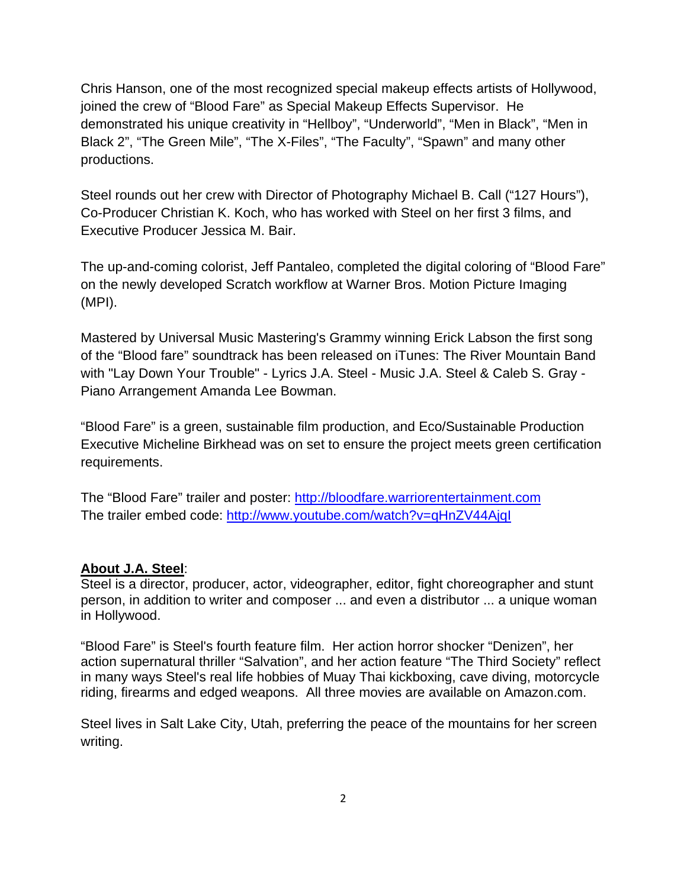Chris Hanson, one of the most recognized special makeup effects artists of Hollywood, joined the crew of “Blood Fare” as Special Makeup Effects Supervisor. He demonstrated his unique creativity in “Hellboy”, “Underworld”, “Men in Black”, “Men in Black 2”, “The Green Mile”, “The X-Files”, “The Faculty”, “Spawn” and many other productions.

Steel rounds out her crew with Director of Photography Michael B. Call (“127 Hours”), Co-Producer Christian K. Koch, who has worked with Steel on her first 3 films, and Executive Producer Jessica M. Bair.

The up-and-coming colorist, Jeff Pantaleo, completed the digital coloring of “Blood Fare” on the newly developed Scratch workflow at Warner Bros. Motion Picture Imaging (MPI).

Mastered by Universal Music Mastering's Grammy winning Erick Labson the first song of the “Blood fare” soundtrack has been released on iTunes: The River Mountain Band with "Lay Down Your Trouble" - Lyrics J.A. Steel - Music J.A. Steel & Caleb S. Gray - Piano Arrangement Amanda Lee Bowman.

“Blood Fare” is a green, sustainable film production, and Eco/Sustainable Production Executive Micheline Birkhead was on set to ensure the project meets green certification requirements.

The “Blood Fare” trailer and poster: [http://bloodfare.warriorentertainment.com](http://bloodfare.warriorentertainment.com)
The trailer embed code: [http://www.youtube.com/watch?v=qHnZV44AjqI](http://www.youtube.com/watch?v=qHnZV44AjqI)

**About J.A. Steel**:
Steel is a director, producer, actor, videographer, editor, fight choreographer and stunt person, in addition to writer and composer ... and even a distributor ... a unique woman in Hollywood.

“Blood Fare” is Steel's fourth feature film. Her action horror shocker “Denizen”, her action supernatural thriller “Salvation”, and her action feature “The Third Society” reflect in many ways Steel's real life hobbies of Muay Thai kickboxing, cave diving, motorcycle riding, firearms and edged weapons. All three movies are available on Amazon.com.

Steel lives in Salt Lake City, Utah, preferring the peace of the mountains for her screen writing.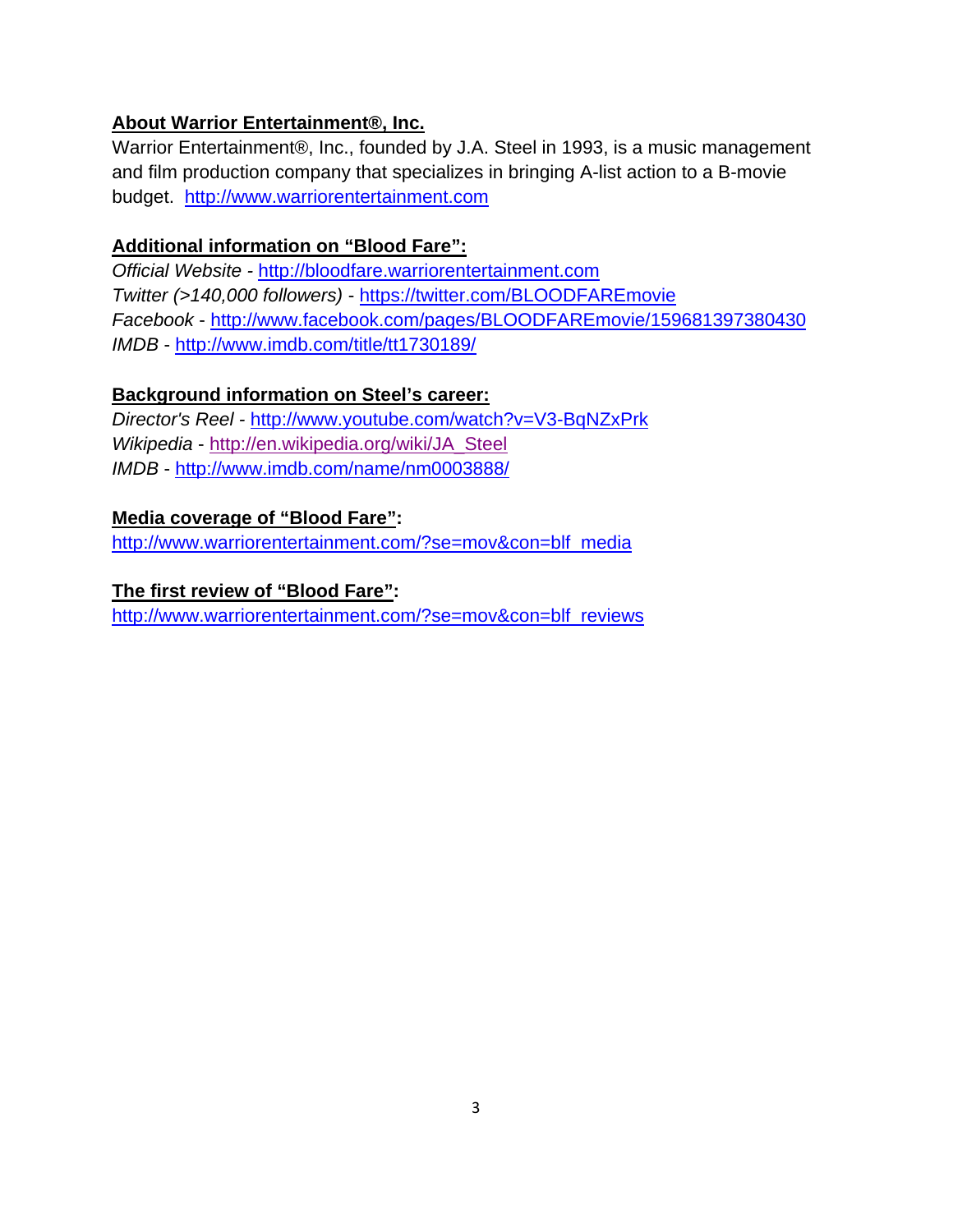**About Warrior Entertainment®, Inc.**

Warrior Entertainment®, Inc., founded by J.A. Steel in 1993, is a music management and film production company that specializes in bringing A-list action to a B-movie budget. http://www.warriorentertainment.com

**Additional information on "Blood Fare":**

*Official Website* - http://bloodfare.warriorentertainment.com
*Twitter (>140,000 followers)* - https://twitter.com/BLOODFAREmovie
*Facebook* - http://www.facebook.com/pages/BLOODFAREmovie/159681397380430
*IMDB* - http://www.imdb.com/title/tt1730189/

**Background information on Steel's career:**

*Director's Reel* - http://www.youtube.com/watch?v=V3-BqNZxPrk
*Wikipedia* - http://en.wikipedia.org/wiki/JA_Steel
*IMDB* - http://www.imdb.com/name/nm0003888/

**Media coverage of "Blood Fare":**

http://www.warriorentertainment.com/?se=mov&con=blf_media

**The first review of "Blood Fare":**

http://www.warriorentertainment.com/?se=mov&con=blf_reviews